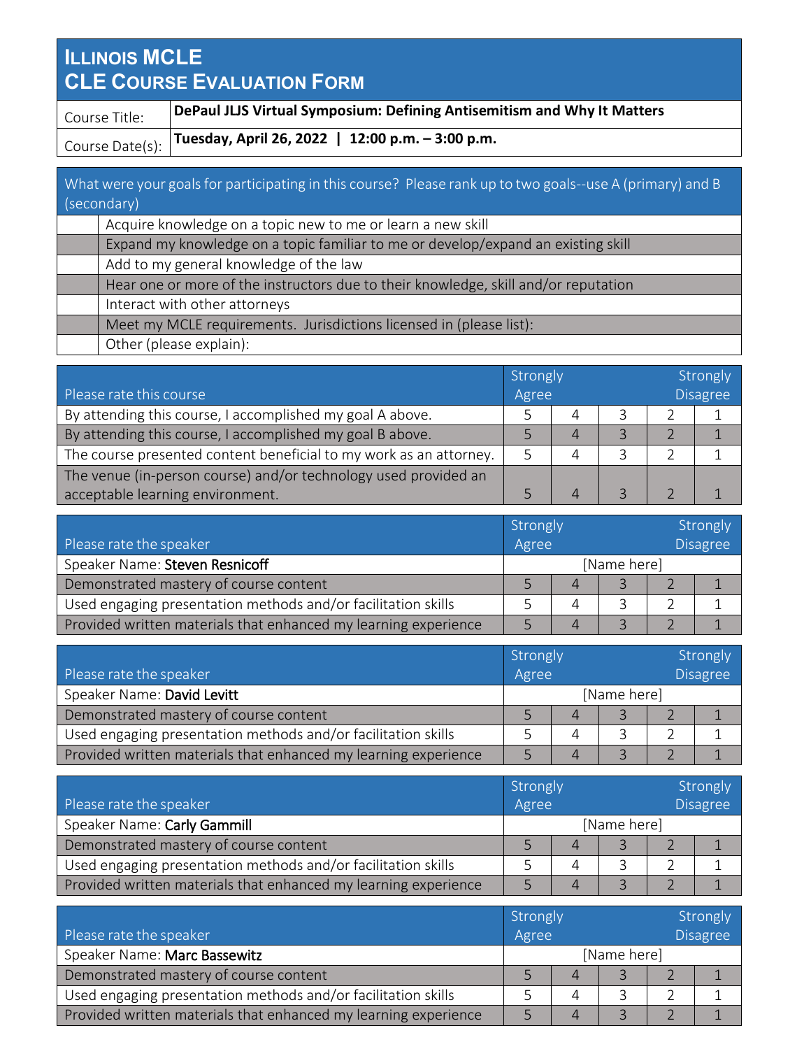# Illinois MCLE
# CLE Course Evaluation Form

| Course Title: | **DePaul JLJS Virtual Symposium: Defining Antisemitism and Why It Matters** |
|---|---|
| Course Date(s): | **Tuesday, April 26, 2022 \| 12:00 p.m. – 3:00 p.m.** |

| | What were your goals for participating in this course? Please rank up to two goals--use A (primary) and B (secondary) |
|---|---|
| | Acquire knowledge on a topic new to me or learn a new skill |
| | Expand my knowledge on a topic familiar to me or develop/expand an existing skill |
| | Add to my general knowledge of the law |
| | Hear one or more of the instructors due to their knowledge, skill and/or reputation |
| | Interact with other attorneys |
| | Meet my MCLE requirements. Jurisdictions licensed in (please list): |
| | Other (please explain): |

| Please rate this course | Strongly Agree | | | | Strongly Disagree |
|---|---|---|---|---|---|
| By attending this course, I accomplished my goal A above. | 5 | 4 | 3 | 2 | 1 |
| By attending this course, I accomplished my goal B above. | 5 | 4 | 3 | 2 | 1 |
| The course presented content beneficial to my work as an attorney. | 5 | 4 | 3 | 2 | 1 |
| The venue (in-person course) and/or technology used provided an acceptable learning environment. | 5 | 4 | 3 | 2 | 1 |

| Please rate the speaker | Strongly Agree | | | | Strongly Disagree |
|---|---|---|---|---|---|
| Speaker Name: **Steven Resnicoff** | [Name here] | | | | |
| Demonstrated mastery of course content | 5 | 4 | 3 | 2 | 1 |
| Used engaging presentation methods and/or facilitation skills | 5 | 4 | 3 | 2 | 1 |
| Provided written materials that enhanced my learning experience | 5 | 4 | 3 | 2 | 1 |

| Please rate the speaker | Strongly Agree | | | | Strongly Disagree |
|---|---|---|---|---|---|
| Speaker Name: **David Levitt** | [Name here] | | | | |
| Demonstrated mastery of course content | 5 | 4 | 3 | 2 | 1 |
| Used engaging presentation methods and/or facilitation skills | 5 | 4 | 3 | 2 | 1 |
| Provided written materials that enhanced my learning experience | 5 | 4 | 3 | 2 | 1 |

| Please rate the speaker | Strongly Agree | | | | Strongly Disagree |
|---|---|---|---|---|---|
| Speaker Name: **Carly Gammill** | [Name here] | | | | |
| Demonstrated mastery of course content | 5 | 4 | 3 | 2 | 1 |
| Used engaging presentation methods and/or facilitation skills | 5 | 4 | 3 | 2 | 1 |
| Provided written materials that enhanced my learning experience | 5 | 4 | 3 | 2 | 1 |

| Please rate the speaker | Strongly Agree | | | | Strongly Disagree |
|---|---|---|---|---|---|
| Speaker Name: **Marc Bassewitz** | [Name here] | | | | |
| Demonstrated mastery of course content | 5 | 4 | 3 | 2 | 1 |
| Used engaging presentation methods and/or facilitation skills | 5 | 4 | 3 | 2 | 1 |
| Provided written materials that enhanced my learning experience | 5 | 4 | 3 | 2 | 1 |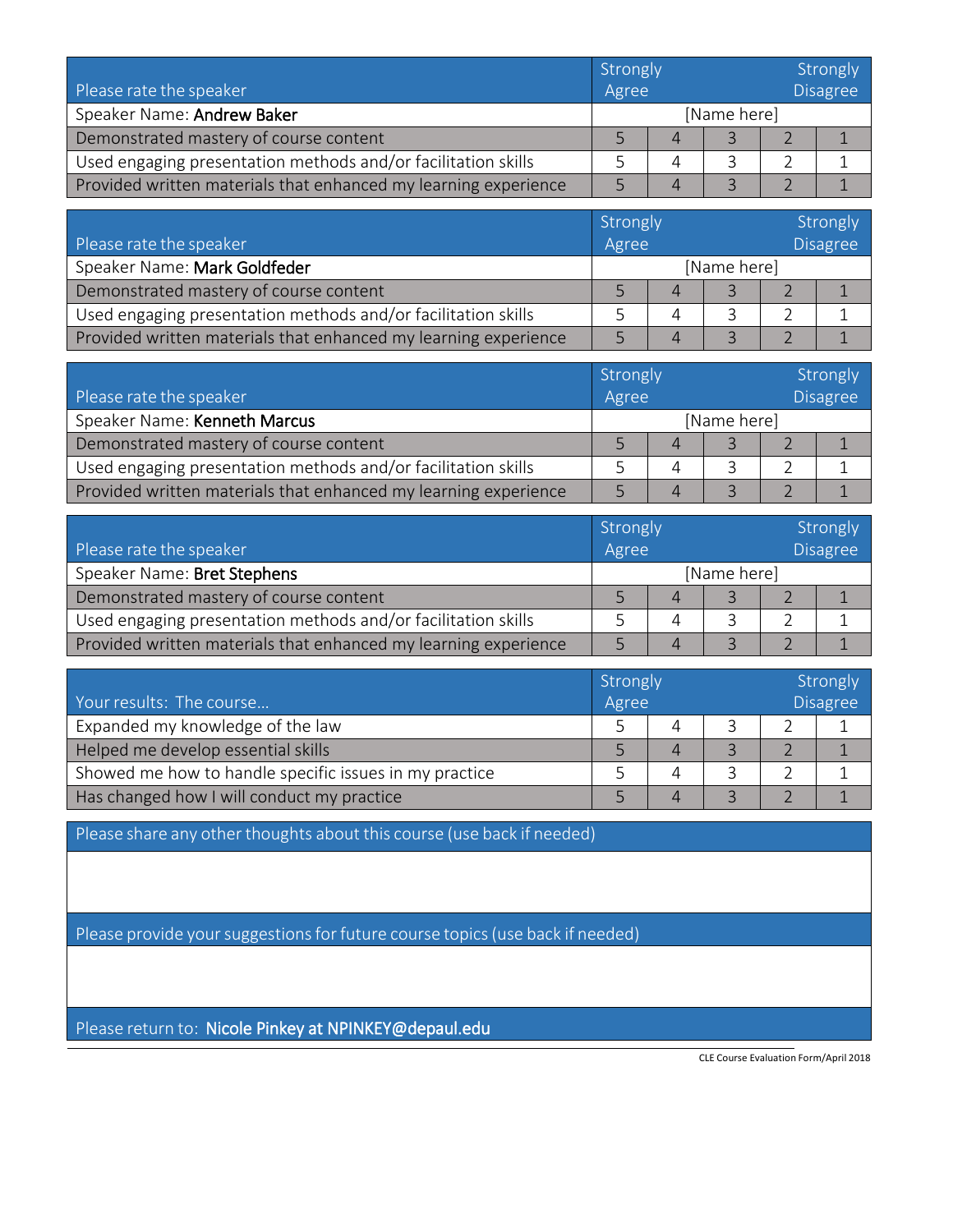| Please rate the speaker | Strongly Agree | | | | Strongly Disagree |
|---|---|---|---|---|---|
| Speaker Name: **Andrew Baker** | [Name here] | | | | |
| Demonstrated mastery of course content | 5 | 4 | 3 | 2 | 1 |
| Used engaging presentation methods and/or facilitation skills | 5 | 4 | 3 | 2 | 1 |
| Provided written materials that enhanced my learning experience | 5 | 4 | 3 | 2 | 1 |

| Please rate the speaker | Strongly Agree | | | | Strongly Disagree |
|---|---|---|---|---|---|
| Speaker Name: **Mark Goldfeder** | [Name here] | | | | |
| Demonstrated mastery of course content | 5 | 4 | 3 | 2 | 1 |
| Used engaging presentation methods and/or facilitation skills | 5 | 4 | 3 | 2 | 1 |
| Provided written materials that enhanced my learning experience | 5 | 4 | 3 | 2 | 1 |

| Please rate the speaker | Strongly Agree | | | | Strongly Disagree |
|---|---|---|---|---|---|
| Speaker Name: **Kenneth Marcus** | [Name here] | | | | |
| Demonstrated mastery of course content | 5 | 4 | 3 | 2 | 1 |
| Used engaging presentation methods and/or facilitation skills | 5 | 4 | 3 | 2 | 1 |
| Provided written materials that enhanced my learning experience | 5 | 4 | 3 | 2 | 1 |

| Please rate the speaker | Strongly Agree | | | | Strongly Disagree |
|---|---|---|---|---|---|
| Speaker Name: **Bret Stephens** | [Name here] | | | | |
| Demonstrated mastery of course content | 5 | 4 | 3 | 2 | 1 |
| Used engaging presentation methods and/or facilitation skills | 5 | 4 | 3 | 2 | 1 |
| Provided written materials that enhanced my learning experience | 5 | 4 | 3 | 2 | 1 |

| Your results: The course… | Strongly Agree | | | | Strongly Disagree |
|---|---|---|---|---|---|
| Expanded my knowledge of the law | 5 | 4 | 3 | 2 | 1 |
| Helped me develop essential skills | 5 | 4 | 3 | 2 | 1 |
| Showed me how to handle specific issues in my practice | 5 | 4 | 3 | 2 | 1 |
| Has changed how I will conduct my practice | 5 | 4 | 3 | 2 | 1 |

Please share any other thoughts about this course (use back if needed)

Please provide your suggestions for future course topics (use back if needed)

Please return to: **Nicole Pinkey at NPINKEY@depaul.edu**

CLE Course Evaluation Form/April 2018